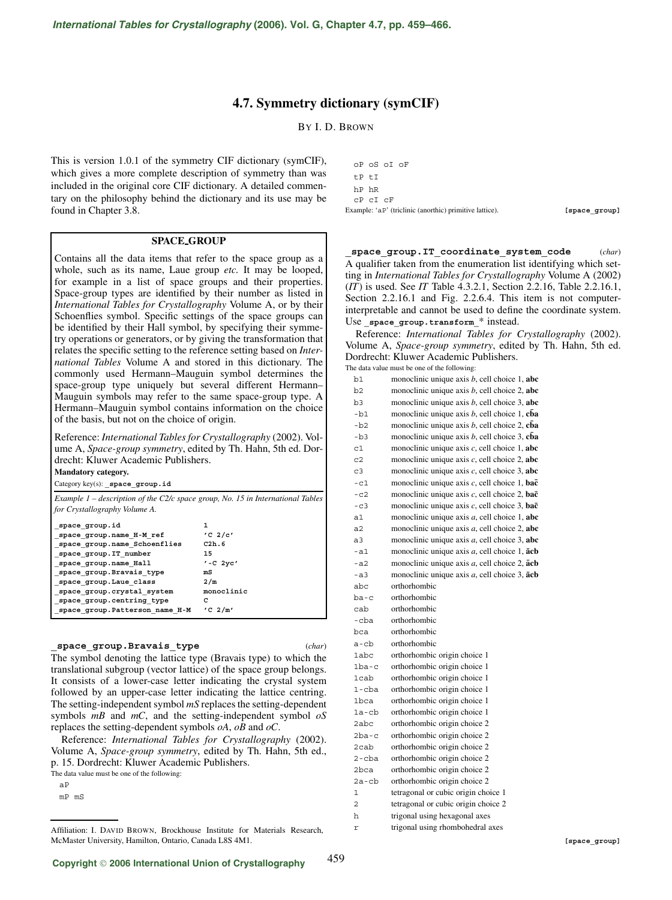# 4.7. Symmetry dictionary (symCIF)

BY I. D. BROWN

This is version 1.0.1 of the symmetry CIF dictionary (symCIF), which gives a more complete description of symmetry than was included in the original core CIF dictionary. A detailed commentary on the philosophy behind the dictionary and its use may be found in Chapter 3.8.

## SPACE_GROUP

Contains all the data items that refer to the space group as a whole, such as its name, Laue group *etc.* It may be looped, for example in a list of space groups and their properties. Space-group types are identified by their number as listed in *International Tables for Crystallography* Volume A, or by their Schoenflies symbol. Specific settings of the space groups can be identified by their Hall symbol, by specifying their symmetry operations or generators, or by giving the transformation that relates the specific setting to the reference setting based on *International Tables* Volume A and stored in this dictionary. The commonly used Hermann–Mauguin symbol determines the space-group type uniquely but several different Hermann–Mauguin symbols may refer to the same space-group type. A Hermann–Mauguin symbol contains information on the choice of the basis, but not on the choice of origin.

Reference: *International Tables for Crystallography* (2002). Volume A, *Space-group symmetry*, edited by Th. Hahn, 5th ed. Dordrecht: Kluwer Academic Publishers.

**Mandatory category.**

Category key(s): **_space_group.id**

*Example 1 – description of the C2/c space group, No. 15 in International Tables for Crystallography Volume A.*

```
_space_group.id                  1
_space_group.name_H-M_ref        'C 2/c'
_space_group.name_Schoenflies    C2h.6
_space_group.IT_number           15
_space_group.name_Hall           '-C 2yc'
_space_group.Bravais_type        mS
_space_group.Laue_class          2/m
_space_group.crystal_system      monoclinic
_space_group.centring_type       C
_space_group.Patterson_name_H-M  'C 2/m'
```

**_space_group.Bravais_type** (*char*)

The symbol denoting the lattice type (Bravais type) to which the translational subgroup (vector lattice) of the space group belongs. It consists of a lower-case letter indicating the crystal system followed by an upper-case letter indicating the lattice centring. The setting-independent symbol *mS* replaces the setting-dependent symbols *mB* and *mC*, and the setting-independent symbol *oS* replaces the setting-dependent symbols *oA*, *oB* and *oC*.

Reference: *International Tables for Crystallography* (2002). Volume A, *Space-group symmetry*, edited by Th. Hahn, 5th ed., p. 15. Dordrecht: Kluwer Academic Publishers.

The data value must be one of the following:

```
aP
mP mS
oP oS oI oF
tP tI
hP hR
cP cI cF
```

Example: 'aP' (triclinic (anorthic) primitive lattice). **[space_group]**

**_space_group.IT_coordinate_system_code** (*char*)

A qualifier taken from the enumeration list identifying which setting in *International Tables for Crystallography* Volume A (2002) (*IT*) is used. See *IT* Table 4.3.2.1, Section 2.2.16, Table 2.2.16.1, Section 2.2.16.1 and Fig. 2.2.6.4. This item is not computer-interpretable and cannot be used to define the coordinate system. Use **_space_group.transform_*** instead.

Reference: *International Tables for Crystallography* (2002). Volume A, *Space-group symmetry*, edited by Th. Hahn, 5th ed. Dordrecht: Kluwer Academic Publishers.

The data value must be one of the following:

| | |
|---|---|
| b1 | monoclinic unique axis *b*, cell choice 1, **abc** |
| b2 | monoclinic unique axis *b*, cell choice 2, **abc** |
| b3 | monoclinic unique axis *b*, cell choice 3, **abc** |
| -b1 | monoclinic unique axis *b*, cell choice 1, $\mathbf{c\bar{b}a}$ |
| -b2 | monoclinic unique axis *b*, cell choice 2, $\mathbf{c\bar{b}a}$ |
| -b3 | monoclinic unique axis *b*, cell choice 3, $\mathbf{c\bar{b}a}$ |
| c1 | monoclinic unique axis *c*, cell choice 1, **abc** |
| c2 | monoclinic unique axis *c*, cell choice 2, **abc** |
| c3 | monoclinic unique axis *c*, cell choice 3, **abc** |
| -c1 | monoclinic unique axis *c*, cell choice 1, $\mathbf{ba\bar{c}}$ |
| -c2 | monoclinic unique axis *c*, cell choice 2, $\mathbf{ba\bar{c}}$ |
| -c3 | monoclinic unique axis *c*, cell choice 3, $\mathbf{ba\bar{c}}$ |
| a1 | monoclinic unique axis *a*, cell choice 1, **abc** |
| a2 | monoclinic unique axis *a*, cell choice 2, **abc** |
| a3 | monoclinic unique axis *a*, cell choice 3, **abc** |
| -a1 | monoclinic unique axis *a*, cell choice 1, $\mathbf{\bar{a}cb}$ |
| -a2 | monoclinic unique axis *a*, cell choice 2, $\mathbf{\bar{a}cb}$ |
| -a3 | monoclinic unique axis *a*, cell choice 3, $\mathbf{\bar{a}cb}$ |
| abc | orthorhombic |
| ba-c | orthorhombic |
| cab | orthorhombic |
| -cba | orthorhombic |
| bca | orthorhombic |
| a-cb | orthorhombic |
| 1abc | orthorhombic origin choice 1 |
| 1ba-c | orthorhombic origin choice 1 |
| 1cab | orthorhombic origin choice 1 |
| 1-cba | orthorhombic origin choice 1 |
| 1bca | orthorhombic origin choice 1 |
| 1a-cb | orthorhombic origin choice 1 |
| 2abc | orthorhombic origin choice 2 |
| 2ba-c | orthorhombic origin choice 2 |
| 2cab | orthorhombic origin choice 2 |
| 2-cba | orthorhombic origin choice 2 |
| 2bca | orthorhombic origin choice 2 |
| 2a-cb | orthorhombic origin choice 2 |
| 1 | tetragonal or cubic origin choice 1 |
| 2 | tetragonal or cubic origin choice 2 |
| h | trigonal using hexagonal axes |
| r | trigonal using rhombohedral axes |

**[space_group]**

Affiliation: I. DAVID BROWN, Brockhouse Institute for Materials Research, McMaster University, Hamilton, Ontario, Canada L8S 4M1.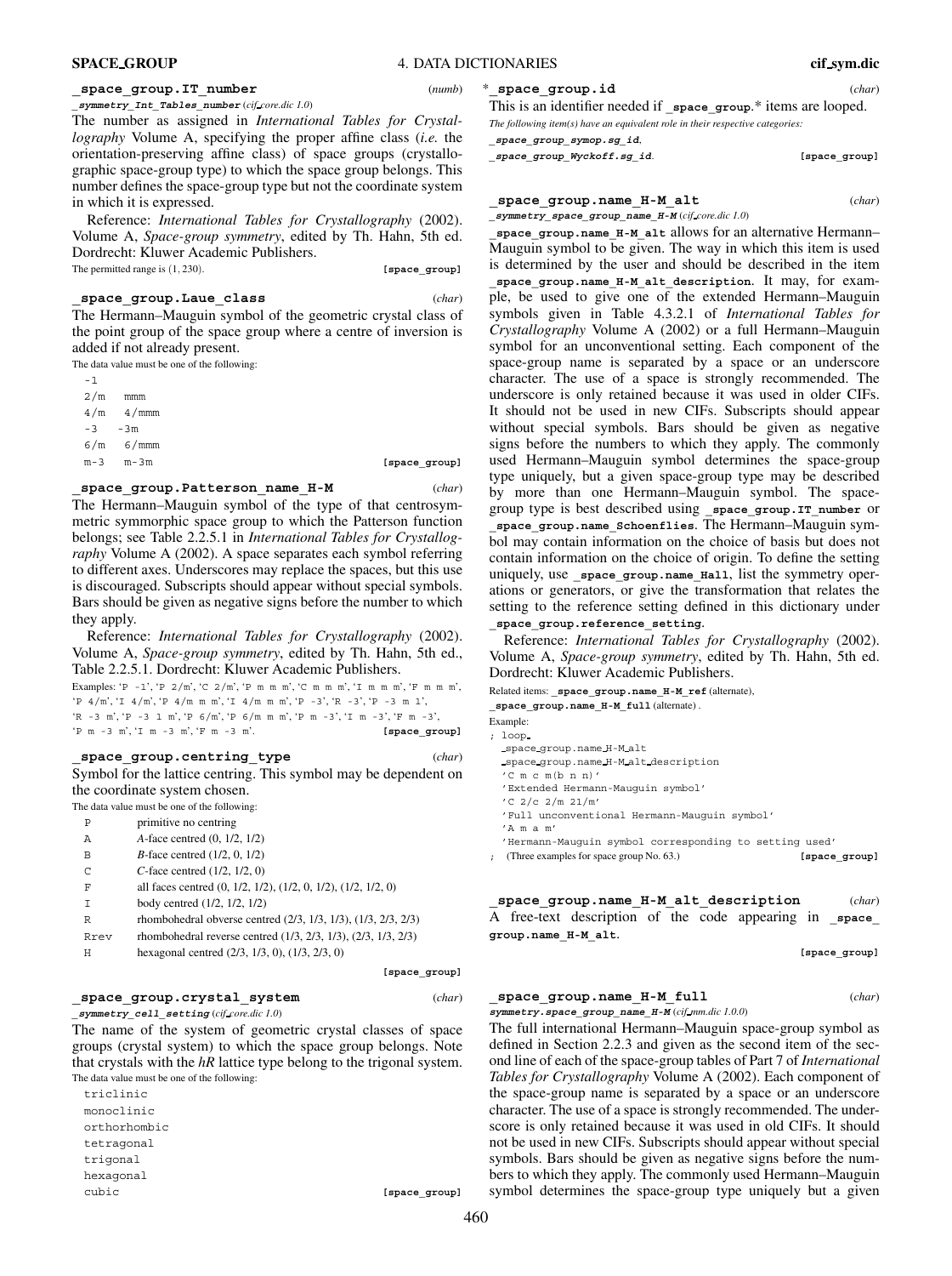**_space_group.IT_number** (*numb*)

*_symmetry_Int_Tables_number* (*cif_core.dic 1.0*)

The number as assigned in *International Tables for Crystallography* Volume A, specifying the proper affine class (*i.e.* the orientation-preserving affine class) of space groups (crystallographic space-group type) to which the space group belongs. This number defines the space-group type but not the coordinate system in which it is expressed.

Reference: *International Tables for Crystallography* (2002). Volume A, *Space-group symmetry*, edited by Th. Hahn, 5th ed. Dordrecht: Kluwer Academic Publishers.

The permitted range is (1, 230). **[space_group]**

**_space_group.Laue_class** (*char*)

The Hermann–Mauguin symbol of the geometric crystal class of the point group of the space group where a centre of inversion is added if not already present.

The data value must be one of the following:

```
-1
2/m   mmm
4/m   4/mmm
-3    -3m
6/m   6/mmm
m-3   m-3m
```

**[space_group]**

**_space_group.Patterson_name_H-M** (*char*)

The Hermann–Mauguin symbol of the type of that centrosymmetric symmorphic space group to which the Patterson function belongs; see Table 2.2.5.1 in *International Tables for Crystallography* Volume A (2002). A space separates each symbol referring to different axes. Underscores may replace the spaces, but this use is discouraged. Subscripts should appear without special symbols. Bars should be given as negative signs before the number to which they apply.

Reference: *International Tables for Crystallography* (2002). Volume A, *Space-group symmetry*, edited by Th. Hahn, 5th ed., Table 2.2.5.1. Dordrecht: Kluwer Academic Publishers.

Examples: 'P -1', 'P 2/m', 'C 2/m', 'P m m m', 'C m m m', 'I m m m', 'F m m m', 'P 4/m', 'I 4/m', 'P 4/m m m', 'I 4/m m m', 'P -3', 'R -3', 'P -3 m 1', 'R -3 m', 'P -3 1 m', 'P 6/m', 'P 6/m m m', 'P m -3', 'I m -3', 'F m -3', 'P m -3 m', 'I m -3 m', 'F m -3 m'. **[space_group]**

**_space_group.centring_type** (*char*)

Symbol for the lattice centring. This symbol may be dependent on the coordinate system chosen.

The data value must be one of the following:

| | |
|---|---|
| P | primitive no centring |
| A | *A*-face centred (0, 1/2, 1/2) |
| B | *B*-face centred (1/2, 0, 1/2) |
| C | *C*-face centred (1/2, 1/2, 0) |
| F | all faces centred (0, 1/2, 1/2), (1/2, 0, 1/2), (1/2, 1/2, 0) |
| I | body centred (1/2, 1/2, 1/2) |
| R | rhombohedral obverse centred (2/3, 1/3, 1/3), (1/3, 2/3, 2/3) |
| Rrev | rhombohedral reverse centred (1/3, 2/3, 1/3), (2/3, 1/3, 2/3) |
| H | hexagonal centred (2/3, 1/3, 0), (1/3, 2/3, 0) |

**[space_group]**

**_space_group.crystal_system** (*char*)

*_symmetry_cell_setting* (*cif_core.dic 1.0*)

The name of the system of geometric crystal classes of space groups (crystal system) to which the space group belongs. Note that crystals with the *hR* lattice type belong to the trigonal system.

The data value must be one of the following:

```
triclinic
monoclinic
orthorhombic
tetragonal
trigonal
hexagonal
cubic
```

**[space_group]**

\***_space_group.id** (*char*)

This is an identifier needed if **_space_group**.* items are looped.

*The following item(s) have an equivalent role in their respective categories:*

*_space_group_symop.sg_id*,

*_space_group_Wyckoff.sg_id*. **[space_group]**

**_space_group.name_H-M_alt** (*char*)

*_symmetry_space_group_name_H-M* (*cif_core.dic 1.0*)

**_space_group.name_H-M_alt** allows for an alternative Hermann–Mauguin symbol to be given. The way in which this item is used is determined by the user and should be described in the item **_space_group.name_H-M_alt_description**. It may, for example, be used to give one of the extended Hermann–Mauguin symbols given in Table 4.3.2.1 of *International Tables for Crystallography* Volume A (2002) or a full Hermann–Mauguin symbol for an unconventional setting. Each component of the space-group name is separated by a space or an underscore character. The use of a space is strongly recommended. The underscore is only retained because it was used in older CIFs. It should not be used in new CIFs. Subscripts should appear without special symbols. Bars should be given as negative signs before the numbers to which they apply. The commonly used Hermann–Mauguin symbol determines the space-group type uniquely, but a given space-group type may be described by more than one Hermann–Mauguin symbol. The space-group type is best described using **_space_group.IT_number** or **_space_group.name_Schoenflies**. The Hermann–Mauguin symbol may contain information on the choice of basis but does not contain information on the choice of origin. To define the setting uniquely, use **_space_group.name_Hall**, list the symmetry operations or generators, or give the transformation that relates the setting to the reference setting defined in this dictionary under **_space_group.reference_setting**.

Reference: *International Tables for Crystallography* (2002). Volume A, *Space-group symmetry*, edited by Th. Hahn, 5th ed. Dordrecht: Kluwer Academic Publishers.

Related items: **_space_group.name_H-M_ref** (alternate), **_space_group.name_H-M_full** (alternate).

Example:

```
; loop_
  _space_group.name_H-M_alt
  _space_group.name_H-M_alt_description
  'C m c m(b n n)'
  'Extended Hermann-Mauguin symbol'
  'C 2/c 2/m 21/m'
  'Full unconventional Hermann-Mauguin symbol'
  'A m a m'
  'Hermann-Mauguin symbol corresponding to setting used'
;
```

(Three examples for space group No. 63.) **[space_group]**

**_space_group.name_H-M_alt_description** (*char*)

A free-text description of the code appearing in **_space_group.name_H-M_alt**.

**[space_group]**

**_space_group.name_H-M_full** (*char*)

*symmetry.space_group_name_H-M* (*cif_mm.dic 1.0.0*)

The full international Hermann–Mauguin space-group symbol as defined in Section 2.2.3 and given as the second item of the second line of each of the space-group tables of Part 7 of *International Tables for Crystallography* Volume A (2002). Each component of the space-group name is separated by a space or an underscore character. The use of a space is strongly recommended. The underscore is only retained because it was used in old CIFs. It should not be used in new CIFs. Subscripts should appear without special symbols. Bars should be given as negative signs before the numbers to which they apply. The commonly used Hermann–Mauguin symbol determines the space-group type uniquely but a given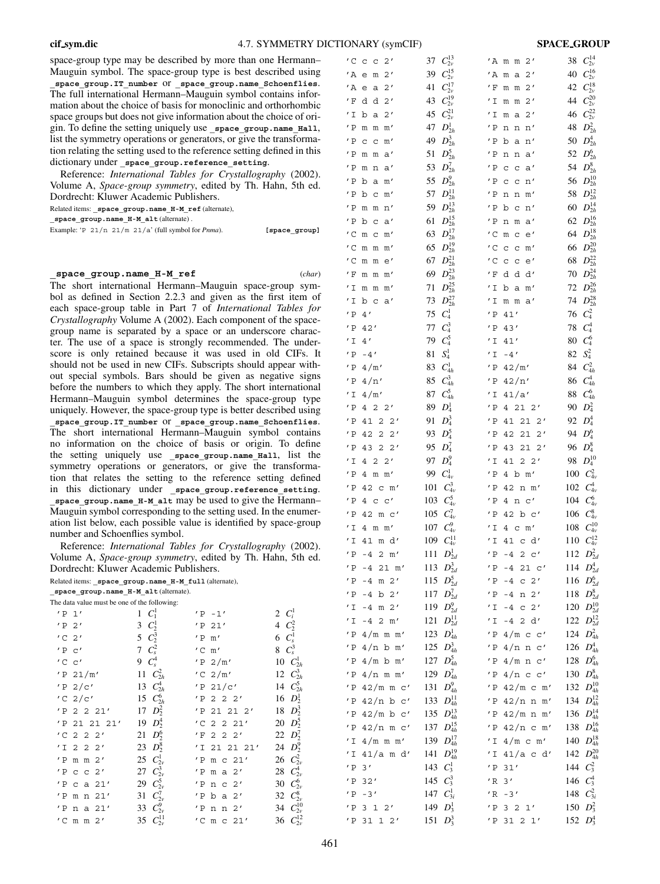space-group type may be described by more than one Hermann–Mauguin symbol. The space-group type is best described using `_space_group.IT_number` or `_space_group.name_Schoenflies`. The full international Hermann–Mauguin symbol contains information about the choice of basis for monoclinic and orthorhombic space groups but does not give information about the choice of origin. To define the setting uniquely use `_space_group.name_Hall`, list the symmetry operations or generators, or give the transformation relating the setting used to the reference setting defined in this dictionary under `_space_group.reference_setting`.

Reference: *International Tables for Crystallography* (2002). Volume A, *Space-group symmetry*, edited by Th. Hahn, 5th ed. Dordrecht: Kluwer Academic Publishers.

Related items: `_space_group.name_H-M_ref` (alternate), `_space_group.name_H-M_alt` (alternate).

Example: 'P 21/n 21/m 21/a' (full symbol for *Pnma*). **[space_group]**

**`_space_group.name_H-M_ref`** (*char*)

The short international Hermann–Mauguin space-group symbol as defined in Section 2.2.3 and given as the first item of each space-group table in Part 7 of *International Tables for Crystallography* Volume A (2002). Each component of the space-group name is separated by a space or an underscore character. The use of a space is strongly recommended. The underscore is only retained because it was used in old CIFs. It should not be used in new CIFs. Subscripts should appear without special symbols. Bars should be given as negative signs before the numbers to which they apply. The short international Hermann–Mauguin symbol determines the space-group type uniquely. However, the space-group type is better described using `_space_group.IT_number` or `_space_group.name_Schoenflies`. The short international Hermann–Mauguin symbol contains no information on the choice of basis or origin. To define the setting uniquely use `_space_group.name_Hall`, list the symmetry operations or generators, or give the transformation that relates the setting to the reference setting defined in this dictionary under `_space_group.reference_setting`. `_space_group.name_H-M_alt` may be used to give the Hermann–Mauguin symbol corresponding to the setting used. In the enumeration list below, each possible value is identified by space-group number and Schoenflies symbol.

Reference: *International Tables for Crystallography* (2002). Volume A, *Space-group symmetry*, edited by Th. Hahn, 5th ed. Dordrecht: Kluwer Academic Publishers.

Related items: `_space_group.name_H-M_full` (alternate), `_space_group.name_H-M_alt` (alternate).

The data value must be one of the following:

| | | | |
|---|---|---|---|
| 'P 1' | 1 $C_1^1$ | 'P -1' | 2 $C_i^1$ |
| 'P 2' | 3 $C_2^1$ | 'P 21' | 4 $C_2^2$ |
| 'C 2' | 5 $C_2^3$ | 'P m' | 6 $C_s^1$ |
| 'P c' | 7 $C_s^2$ | 'C m' | 8 $C_s^3$ |
| 'C c' | 9 $C_s^4$ | 'P 2/m' | 10 $C_{2h}^1$ |
| 'P 21/m' | 11 $C_{2h}^2$ | 'C 2/m' | 12 $C_{2h}^3$ |
| 'P 2/c' | 13 $C_{2h}^4$ | 'P 21/c' | 14 $C_{2h}^5$ |
| 'C 2/c' | 15 $C_{2h}^6$ | 'P 2 2 2' | 16 $D_2^1$ |
| 'P 2 2 21' | 17 $D_2^2$ | 'P 21 21 2' | 18 $D_2^3$ |
| 'P 21 21 21' | 19 $D_2^4$ | 'C 2 2 21' | 20 $D_2^5$ |
| 'C 2 2 2' | 21 $D_2^6$ | 'F 2 2 2' | 22 $D_2^7$ |
| 'I 2 2 2' | 23 $D_2^8$ | 'I 21 21 21' | 24 $D_2^9$ |
| 'P m m 2' | 25 $C_{2v}^1$ | 'P m c 21' | 26 $C_{2v}^2$ |
| 'P c c 2' | 27 $C_{2v}^3$ | 'P m a 2' | 28 $C_{2v}^4$ |
| 'P c a 21' | 29 $C_{2v}^5$ | 'P n c 2' | 30 $C_{2v}^6$ |
| 'P m n 21' | 31 $C_{2v}^7$ | 'P b a 2' | 32 $C_{2v}^8$ |
| 'P n a 21' | 33 $C_{2v}^9$ | 'P n n 2' | 34 $C_{2v}^{10}$ |
| 'C m m 2' | 35 $C_{2v}^{11}$ | 'C m c 21' | 36 $C_{2v}^{12}$ |
| 'C c c 2' | 37 $C_{2v}^{13}$ | 'A m m 2' | 38 $C_{2v}^{14}$ |
| 'A e m 2' | 39 $C_{2v}^{15}$ | 'A m a 2' | 40 $C_{2v}^{16}$ |
| 'A e a 2' | 41 $C_{2v}^{17}$ | 'F m m 2' | 42 $C_{2v}^{18}$ |
| 'F d d 2' | 43 $C_{2v}^{19}$ | 'I m m 2' | 44 $C_{2v}^{20}$ |
| 'I b a 2' | 45 $C_{2v}^{21}$ | 'I m a 2' | 46 $C_{2v}^{22}$ |
| 'P m m m' | 47 $D_{2h}^1$ | 'P n n n' | 48 $D_{2h}^2$ |
| 'P c c m' | 49 $D_{2h}^3$ | 'P b a n' | 50 $D_{2h}^4$ |
| 'P m m a' | 51 $D_{2h}^5$ | 'P n n a' | 52 $D_{2h}^6$ |
| 'P m n a' | 53 $D_{2h}^7$ | 'P c c a' | 54 $D_{2h}^8$ |
| 'P b a m' | 55 $D_{2h}^9$ | 'P c c n' | 56 $D_{2h}^{10}$ |
| 'P b c m' | 57 $D_{2h}^{11}$ | 'P n n m' | 58 $D_{2h}^{12}$ |
| 'P m m n' | 59 $D_{2h}^{13}$ | 'P b c n' | 60 $D_{2h}^{14}$ |
| 'P b c a' | 61 $D_{2h}^{15}$ | 'P n m a' | 62 $D_{2h}^{16}$ |
| 'C m c m' | 63 $D_{2h}^{17}$ | 'C m c e' | 64 $D_{2h}^{18}$ |
| 'C m m m' | 65 $D_{2h}^{19}$ | 'C c c m' | 66 $D_{2h}^{20}$ |
| 'C m m e' | 67 $D_{2h}^{21}$ | 'C c c e' | 68 $D_{2h}^{22}$ |
| 'F m m m' | 69 $D_{2h}^{23}$ | 'F d d d' | 70 $D_{2h}^{24}$ |
| 'I m m m' | 71 $D_{2h}^{25}$ | 'I b a m' | 72 $D_{2h}^{26}$ |
| 'I b c a' | 73 $D_{2h}^{27}$ | 'I m m a' | 74 $D_{2h}^{28}$ |
| 'P 4' | 75 $C_4^1$ | 'P 41' | 76 $C_4^2$ |
| 'P 42' | 77 $C_4^3$ | 'P 43' | 78 $C_4^4$ |
| 'I 4' | 79 $C_4^5$ | 'I 41' | 80 $C_4^6$ |
| 'P -4' | 81 $S_4^1$ | 'I -4' | 82 $S_4^2$ |
| 'P 4/m' | 83 $C_{4h}^1$ | 'P 42/m' | 84 $C_{4h}^2$ |
| 'P 4/n' | 85 $C_{4h}^3$ | 'P 42/n' | 86 $C_{4h}^4$ |
| 'I 4/m' | 87 $C_{4h}^5$ | 'I 41/a' | 88 $C_{4h}^6$ |
| 'P 4 2 2' | 89 $D_4^1$ | 'P 4 21 2' | 90 $D_4^2$ |
| 'P 41 2 2' | 91 $D_4^3$ | 'P 41 21 2' | 92 $D_4^4$ |
| 'P 42 2 2' | 93 $D_4^5$ | 'P 42 21 2' | 94 $D_4^6$ |
| 'P 43 2 2' | 95 $D_4^7$ | 'P 43 21 2' | 96 $D_4^8$ |
| 'I 4 2 2' | 97 $D_4^9$ | 'I 41 2 2' | 98 $D_4^{10}$ |
| 'P 4 m m' | 99 $C_{4v}^1$ | 'P 4 b m' | 100 $C_{4v}^2$ |
| 'P 42 c m' | 101 $C_{4v}^3$ | 'P 42 n m' | 102 $C_{4v}^4$ |
| 'P 4 c c' | 103 $C_{4v}^5$ | 'P 4 n c' | 104 $C_{4v}^6$ |
| 'P 42 m c' | 105 $C_{4v}^7$ | 'P 42 b c' | 106 $C_{4v}^8$ |
| 'I 4 m m' | 107 $C_{4v}^9$ | 'I 4 c m' | 108 $C_{4v}^{10}$ |
| 'I 41 m d' | 109 $C_{4v}^{11}$ | 'I 41 c d' | 110 $C_{4v}^{12}$ |
| 'P -4 2 m' | 111 $D_{2d}^1$ | 'P -4 2 c' | 112 $D_{2d}^2$ |
| 'P -4 21 m' | 113 $D_{2d}^3$ | 'P -4 21 c' | 114 $D_{2d}^4$ |
| 'P -4 m 2' | 115 $D_{2d}^5$ | 'P -4 c 2' | 116 $D_{2d}^6$ |
| 'P -4 b 2' | 117 $D_{2d}^7$ | 'P -4 n 2' | 118 $D_{2d}^8$ |
| 'I -4 m 2' | 119 $D_{2d}^9$ | 'I -4 c 2' | 120 $D_{2d}^{10}$ |
| 'I -4 2 m' | 121 $D_{2d}^{11}$ | 'I -4 2 d' | 122 $D_{2d}^{12}$ |
| 'P 4/m m m' | 123 $D_{4h}^1$ | 'P 4/m c c' | 124 $D_{4h}^2$ |
| 'P 4/n b m' | 125 $D_{4h}^3$ | 'P 4/n n c' | 126 $D_{4h}^4$ |
| 'P 4/m b m' | 127 $D_{4h}^5$ | 'P 4/m n c' | 128 $D_{4h}^6$ |
| 'P 4/n m m' | 129 $D_{4h}^7$ | 'P 4/n c c' | 130 $D_{4h}^8$ |
| 'P 42/m m c' | 131 $D_{4h}^9$ | 'P 42/m c m' | 132 $D_{4h}^{10}$ |
| 'P 42/n b c' | 133 $D_{4h}^{11}$ | 'P 42/n n m' | 134 $D_{4h}^{12}$ |
| 'P 42/m b c' | 135 $D_{4h}^{13}$ | 'P 42/m n m' | 136 $D_{4h}^{14}$ |
| 'P 42/n m c' | 137 $D_{4h}^{15}$ | 'P 42/n c m' | 138 $D_{4h}^{16}$ |
| 'I 4/m m m' | 139 $D_{4h}^{17}$ | 'I 4/m c m' | 140 $D_{4h}^{18}$ |
| 'I 41/a m d' | 141 $D_{4h}^{19}$ | 'I 41/a c d' | 142 $D_{4h}^{20}$ |
| 'P 3' | 143 $C_3^1$ | 'P 31' | 144 $C_3^2$ |
| 'P 32' | 145 $C_3^3$ | 'R 3' | 146 $C_3^4$ |
| 'P -3' | 147 $C_{3i}^1$ | 'R -3' | 148 $C_{3i}^2$ |
| 'P 3 1 2' | 149 $D_3^1$ | 'P 3 2 1' | 150 $D_3^2$ |
| 'P 31 1 2' | 151 $D_3^3$ | 'P 31 2 1' | 152 $D_3^4$ |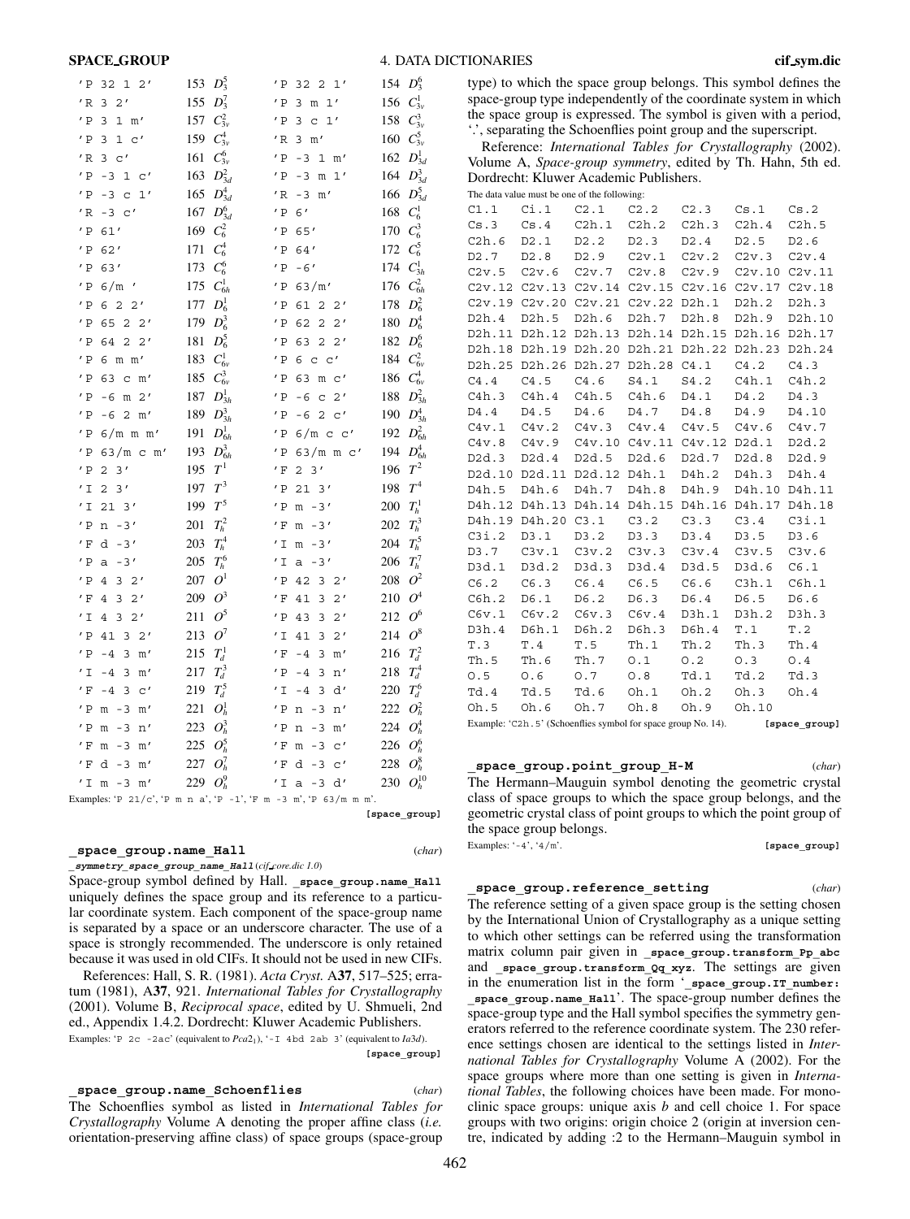| | | | |
|---|---|---|---|
| 'P 32 1 2' | 153 $D_3^5$ | 'P 32 2 1' | 154 $D_3^6$ |
| 'R 3 2' | 155 $D_3^7$ | 'P 3 m 1' | 156 $C_{3v}^1$ |
| 'P 3 1 m' | 157 $C_{3v}^2$ | 'P 3 c 1' | 158 $C_{3v}^3$ |
| 'P 3 1 c' | 159 $C_{3v}^4$ | 'R 3 m' | 160 $C_{3v}^5$ |
| 'R 3 c' | 161 $C_{3v}^6$ | 'P -3 1 m' | 162 $D_{3d}^1$ |
| 'P -3 1 c' | 163 $D_{3d}^2$ | 'P -3 m 1' | 164 $D_{3d}^3$ |
| 'P -3 c 1' | 165 $D_{3d}^4$ | 'R -3 m' | 166 $D_{3d}^5$ |
| 'R -3 c' | 167 $D_{3d}^6$ | 'P 6' | 168 $C_6^1$ |
| 'P 61' | 169 $C_6^2$ | 'P 65' | 170 $C_6^3$ |
| 'P 62' | 171 $C_6^4$ | 'P 64' | 172 $C_6^5$ |
| 'P 63' | 173 $C_6^6$ | 'P -6' | 174 $C_{3h}^1$ |
| 'P 6/m ' | 175 $C_{6h}^1$ | 'P 63/m' | 176 $C_{6h}^2$ |
| 'P 6 2 2' | 177 $D_6^1$ | 'P 61 2 2' | 178 $D_6^2$ |
| 'P 65 2 2' | 179 $D_6^3$ | 'P 62 2 2' | 180 $D_6^4$ |
| 'P 64 2 2' | 181 $D_6^5$ | 'P 63 2 2' | 182 $D_6^6$ |
| 'P 6 m m' | 183 $C_{6v}^1$ | 'P 6 c c' | 184 $C_{6v}^2$ |
| 'P 63 c m' | 185 $C_{6v}^3$ | 'P 63 m c' | 186 $C_{6v}^4$ |
| 'P -6 m 2' | 187 $D_{3h}^1$ | 'P -6 c 2' | 188 $D_{3h}^2$ |
| 'P -6 2 m' | 189 $D_{3h}^3$ | 'P -6 2 c' | 190 $D_{3h}^4$ |
| 'P 6/m m m' | 191 $D_{6h}^1$ | 'P 6/m c c' | 192 $D_{6h}^2$ |
| 'P 63/m c m' | 193 $D_{6h}^3$ | 'P 63/m m c' | 194 $D_{6h}^4$ |
| 'P 2 3' | 195 $T^1$ | 'F 2 3' | 196 $T^2$ |
| 'I 2 3' | 197 $T^3$ | 'P 21 3' | 198 $T^4$ |
| 'I 21 3' | 199 $T^5$ | 'P m -3' | 200 $T_h^1$ |
| 'P n -3' | 201 $T_h^2$ | 'F m -3' | 202 $T_h^3$ |
| 'F d -3' | 203 $T_h^4$ | 'I m -3' | 204 $T_h^5$ |
| 'P a -3' | 205 $T_h^6$ | 'I a -3' | 206 $T_h^7$ |
| 'P 4 3 2' | 207 $O^1$ | 'P 42 3 2' | 208 $O^2$ |
| 'F 4 3 2' | 209 $O^3$ | 'F 41 3 2' | 210 $O^4$ |
| 'I 4 3 2' | 211 $O^5$ | 'P 43 3 2' | 212 $O^6$ |
| 'P 41 3 2' | 213 $O^7$ | 'I 41 3 2' | 214 $O^8$ |
| 'P -4 3 m' | 215 $T_d^1$ | 'F -4 3 m' | 216 $T_d^2$ |
| 'I -4 3 m' | 217 $T_d^3$ | 'P -4 3 n' | 218 $T_d^4$ |
| 'F -4 3 c' | 219 $T_d^5$ | 'I -4 3 d' | 220 $T_d^6$ |
| 'P m -3 m' | 221 $O_h^1$ | 'P n -3 n' | 222 $O_h^2$ |
| 'P m -3 n' | 223 $O_h^3$ | 'P n -3 m' | 224 $O_h^4$ |
| 'F m -3 m' | 225 $O_h^5$ | 'F m -3 c' | 226 $O_h^6$ |
| 'F d -3 m' | 227 $O_h^7$ | 'F d -3 c' | 228 $O_h^8$ |
| 'I m -3 m' | 229 $O_h^9$ | 'I a -3 d' | 230 $O_h^{10}$ |

Examples: 'P 21/c', 'P m n a', 'P -1', 'F m -3 m', 'P 63/m m m'.

**[space_group]**

**_space_group.name_Hall** (*char*)

***_symmetry_space_group_name_Hall*** (*cif_core.dic 1.0*)

Space-group symbol defined by Hall. **_space_group.name_Hall** uniquely defines the space group and its reference to a particular coordinate system. Each component of the space-group name is separated by a space or an underscore character. The use of a space is strongly recommended. The underscore is only retained because it was used in old CIFs. It should not be used in new CIFs.

References: Hall, S. R. (1981). *Acta Cryst.* A**37**, 517–525; erratum (1981), A**37**, 921. *International Tables for Crystallography* (2001). Volume B, *Reciprocal space*, edited by U. Shmueli, 2nd ed., Appendix 1.4.2. Dordrecht: Kluwer Academic Publishers.

Examples: 'P 2c -2ac' (equivalent to $Pca2_1$), '-I 4bd 2ab 3' (equivalent to $Ia\bar{3}d$).

**[space_group]**

**_space_group.name_Schoenflies** (*char*)

The Schoenflies symbol as listed in *International Tables for Crystallography* Volume A denoting the proper affine class (*i.e.* orientation-preserving affine class) of space groups (space-group type) to which the space group belongs. This symbol defines the space-group type independently of the coordinate system in which the space group is expressed. The symbol is given with a period, '.', separating the Schoenflies point group and the superscript.

Reference: *International Tables for Crystallography* (2002). Volume A, *Space-group symmetry*, edited by Th. Hahn, 5th ed. Dordrecht: Kluwer Academic Publishers.

The data value must be one of the following:

```
C1.1    Ci.1    C2.1    C2.2    C2.3    Cs.1    Cs.2
Cs.3    Cs.4    C2h.1   C2h.2   C2h.3   C2h.4   C2h.5
C2h.6   D2.1    D2.2    D2.3    D2.4    D2.5    D2.6
D2.7    D2.8    D2.9    C2v.1   C2v.2   C2v.3   C2v.4
C2v.5   C2v.6   C2v.7   C2v.8   C2v.9   C2v.10  C2v.11
C2v.12  C2v.13  C2v.14  C2v.15  C2v.16  C2v.17  C2v.18
C2v.19  C2v.20  C2v.21  C2v.22  D2h.1   D2h.2   D2h.3
D2h.4   D2h.5   D2h.6   D2h.7   D2h.8   D2h.9   D2h.10
D2h.11  D2h.12  D2h.13  D2h.14  D2h.15  D2h.16  D2h.17
D2h.18  D2h.19  D2h.20  D2h.21  D2h.22  D2h.23  D2h.24
D2h.25  D2h.26  D2h.27  D2h.28  C4.1    C4.2    C4.3
C4.4    C4.5    C4.6    S4.1    S4.2    C4h.1   C4h.2
C4h.3   C4h.4   C4h.5   C4h.6   D4.1    D4.2    D4.3
D4.4    D4.5    D4.6    D4.7    D4.8    D4.9    D4.10
C4v.1   C4v.2   C4v.3   C4v.4   C4v.5   C4v.6   C4v.7
C4v.8   C4v.9   C4v.10  C4v.11  C4v.12  D2d.1   D2d.2
D2d.3   D2d.4   D2d.5   D2d.6   D2d.7   D2d.8   D2d.9
D2d.10  D2d.11  D2d.12  D4h.1   D4h.2   D4h.3   D4h.4
D4h.5   D4h.6   D4h.7   D4h.8   D4h.9   D4h.10  D4h.11
D4h.12  D4h.13  D4h.14  D4h.15  D4h.16  D4h.17  D4h.18
D4h.19  D4h.20  C3.1    C3.2    C3.3    C3.4    C3i.1
C3i.2   D3.1    D3.2    D3.3    D3.4    D3.5    D3.6
D3.7    C3v.1   C3v.2   C3v.3   C3v.4   C3v.5   C3v.6
D3d.1   D3d.2   D3d.3   D3d.4   D3d.5   D3d.6   C6.1
C6.2    C6.3    C6.4    C6.5    C6.6    C3h.1   C6h.1
C6h.2   D6.1    D6.2    D6.3    D6.4    D6.5    D6.6
C6v.1   C6v.2   C6v.3   C6v.4   D3h.1   D3h.2   D3h.3
D3h.4   D6h.1   D6h.2   D6h.3   D6h.4   T.1     T.2
T.3     T.4     T.5     Th.1    Th.2    Th.3    Th.4
Th.5    Th.6    Th.7    O.1     O.2     O.3     O.4
O.5     O.6     O.7     O.8     Td.1    Td.2    Td.3
Td.4    Td.5    Td.6    Oh.1    Oh.2    Oh.3    Oh.4
Oh.5    Oh.6    Oh.7    Oh.8    Oh.9    Oh.10
```

Example: 'C2h.5' (Schoenflies symbol for space group No. 14).

**[space_group]**

**_space_group.point_group_H-M** (*char*)

The Hermann–Mauguin symbol denoting the geometric crystal class of space groups to which the space group belongs, and the geometric crystal class of point groups to which the point group of the space group belongs.

Examples: '-4', '4/m'.

**[space_group]**

**_space_group.reference_setting** (*char*)

The reference setting of a given space group is the setting chosen by the International Union of Crystallography as a unique setting to which other settings can be referred using the transformation matrix column pair given in **_space_group.transform_Pp_abc** and **_space_group.transform_Qq_xyz**. The settings are given in the enumeration list in the form '**_space_group.IT_number: _space_group.name_Hall**'. The space-group number defines the space-group type and the Hall symbol specifies the symmetry generators referred to the reference coordinate system. The 230 reference settings chosen are identical to the settings listed in *International Tables for Crystallography* Volume A (2002). For the space groups where more than one setting is given in *International Tables*, the following choices have been made. For monoclinic space groups: unique axis *b* and cell choice 1. For space groups with two origins: origin choice 2 (origin at inversion centre, indicated by adding :2 to the Hermann–Mauguin symbol in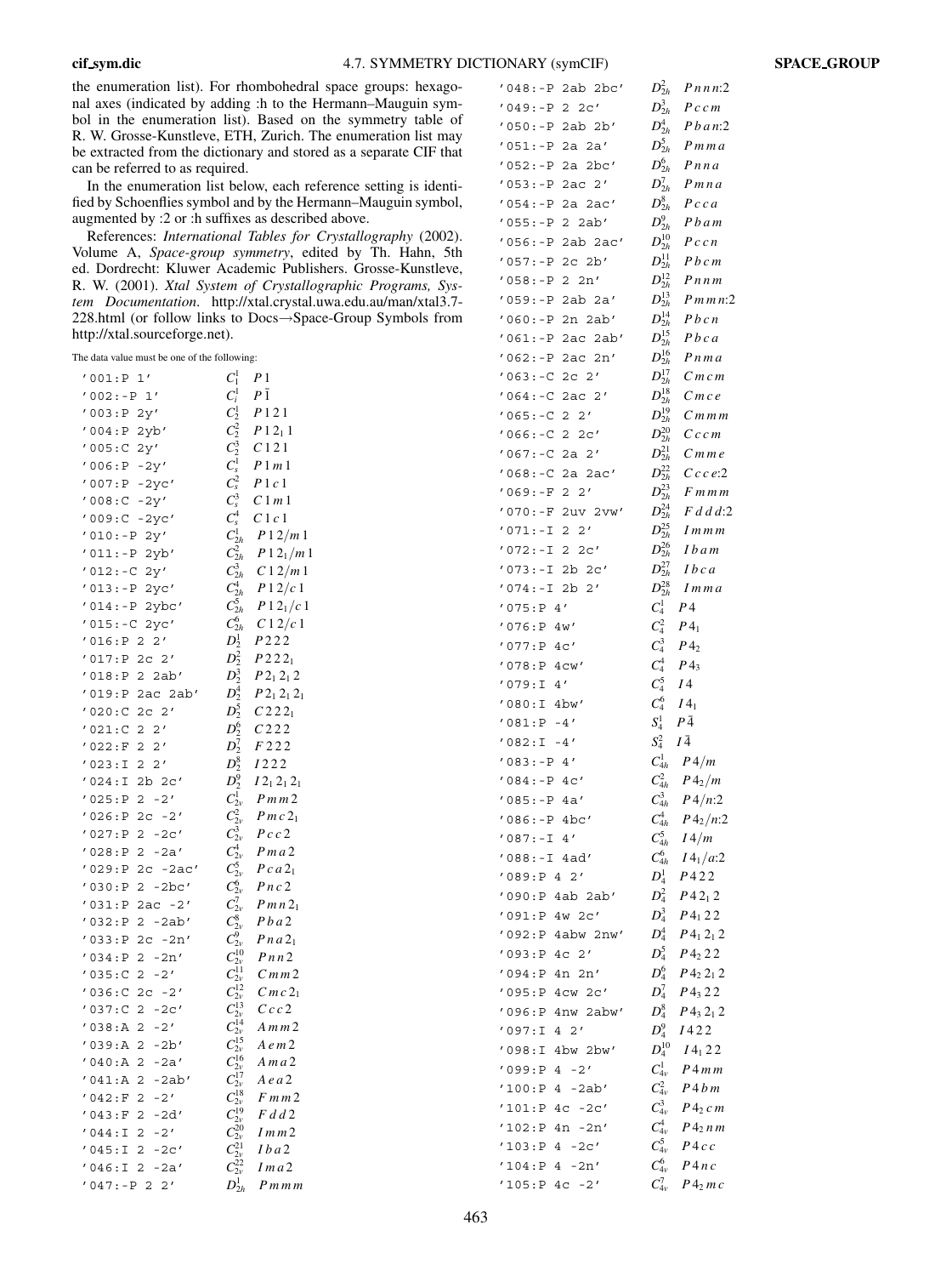the enumeration list). For rhombohedral space groups: hexagonal axes (indicated by adding :h to the Hermann–Mauguin symbol in the enumeration list). Based on the symmetry table of R. W. Grosse-Kunstleve, ETH, Zurich. The enumeration list may be extracted from the dictionary and stored as a separate CIF that can be referred to as required.

In the enumeration list below, each reference setting is identified by Schoenflies symbol and by the Hermann–Mauguin symbol, augmented by :2 or :h suffixes as described above.

References: *International Tables for Crystallography* (2002). Volume A, *Space-group symmetry*, edited by Th. Hahn, 5th ed. Dordrecht: Kluwer Academic Publishers. Grosse-Kunstleve, R. W. (2001). *Xtal System of Crystallographic Programs, System Documentation*. http://xtal.crystal.uwa.edu.au/man/xtal3.7-228.html (or follow links to Docs→Space-Group Symbols from http://xtal.sourceforge.net).

The data value must be one of the following:

| | | |
|---|---|---|
| `'001:P 1'` | $C_1^1$ | $P1$ |
| `'002:-P 1'` | $C_i^1$ | $P\bar{1}$ |
| `'003:P 2y'` | $C_2^1$ | $P121$ |
| `'004:P 2yb'` | $C_2^2$ | $P12_11$ |
| `'005:C 2y'` | $C_2^3$ | $C121$ |
| `'006:P -2y'` | $C_s^1$ | $P1m1$ |
| `'007:P -2yc'` | $C_s^2$ | $P1c1$ |
| `'008:C -2y'` | $C_s^3$ | $C1m1$ |
| `'009:C -2yc'` | $C_s^4$ | $C1c1$ |
| `'010:-P 2y'` | $C_{2h}^1$ | $P12/m1$ |
| `'011:-P 2yb'` | $C_{2h}^2$ | $P12_1/m1$ |
| `'012:-C 2y'` | $C_{2h}^3$ | $C12/m1$ |
| `'013:-P 2yc'` | $C_{2h}^4$ | $P12/c1$ |
| `'014:-P 2ybc'` | $C_{2h}^5$ | $P12_1/c1$ |
| `'015:-C 2yc'` | $C_{2h}^6$ | $C12/c1$ |
| `'016:P 2 2'` | $D_2^1$ | $P222$ |
| `'017:P 2c 2'` | $D_2^2$ | $P222_1$ |
| `'018:P 2 2ab'` | $D_2^3$ | $P2_12_12$ |
| `'019:P 2ac 2ab'` | $D_2^4$ | $P2_12_12_1$ |
| `'020:C 2c 2'` | $D_2^5$ | $C222_1$ |
| `'021:C 2 2'` | $D_2^6$ | $C222$ |
| `'022:F 2 2'` | $D_2^7$ | $F222$ |
| `'023:I 2 2'` | $D_2^8$ | $I222$ |
| `'024:I 2b 2c'` | $D_2^9$ | $I2_12_12_1$ |
| `'025:P 2 -2'` | $C_{2v}^1$ | $Pmm2$ |
| `'026:P 2c -2'` | $C_{2v}^2$ | $Pmc2_1$ |
| `'027:P 2 -2c'` | $C_{2v}^3$ | $Pcc2$ |
| `'028:P 2 -2a'` | $C_{2v}^4$ | $Pma2$ |
| `'029:P 2c -2ac'` | $C_{2v}^5$ | $Pca2_1$ |
| `'030:P 2 -2bc'` | $C_{2v}^6$ | $Pnc2$ |
| `'031:P 2ac -2'` | $C_{2v}^7$ | $Pmn2_1$ |
| `'032:P 2 -2ab'` | $C_{2v}^8$ | $Pba2$ |
| `'033:P 2c -2n'` | $C_{2v}^9$ | $Pna2_1$ |
| `'034:P 2 -2n'` | $C_{2v}^{10}$ | $Pnn2$ |
| `'035:C 2 -2'` | $C_{2v}^{11}$ | $Cmm2$ |
| `'036:C 2c -2'` | $C_{2v}^{12}$ | $Cmc2_1$ |
| `'037:C 2 -2c'` | $C_{2v}^{13}$ | $Ccc2$ |
| `'038:A 2 -2'` | $C_{2v}^{14}$ | $Amm2$ |
| `'039:A 2 -2b'` | $C_{2v}^{15}$ | $Aem2$ |
| `'040:A 2 -2a'` | $C_{2v}^{16}$ | $Ama2$ |
| `'041:A 2 -2ab'` | $C_{2v}^{17}$ | $Aea2$ |
| `'042:F 2 -2'` | $C_{2v}^{18}$ | $Fmm2$ |
| `'043:F 2 -2d'` | $C_{2v}^{19}$ | $Fdd2$ |
| `'044:I 2 -2'` | $C_{2v}^{20}$ | $Imm2$ |
| `'045:I 2 -2c'` | $C_{2v}^{21}$ | $Iba2$ |
| `'046:I 2 -2a'` | $C_{2v}^{22}$ | $Ima2$ |
| `'047:-P 2 2'` | $D_{2h}^1$ | $Pmmm$ |
| `'048:-P 2ab 2bc'` | $D_{2h}^2$ | $Pnnn$:2 |
| `'049:-P 2 2c'` | $D_{2h}^3$ | $Pccm$ |
| `'050:-P 2ab 2b'` | $D_{2h}^4$ | $Pban$:2 |
| `'051:-P 2a 2a'` | $D_{2h}^5$ | $Pmma$ |
| `'052:-P 2a 2bc'` | $D_{2h}^6$ | $Pnna$ |
| `'053:-P 2ac 2'` | $D_{2h}^7$ | $Pmna$ |
| `'054:-P 2a 2ac'` | $D_{2h}^8$ | $Pcca$ |
| `'055:-P 2 2ab'` | $D_{2h}^9$ | $Pbam$ |
| `'056:-P 2ab 2ac'` | $D_{2h}^{10}$ | $Pccn$ |
| `'057:-P 2c 2b'` | $D_{2h}^{11}$ | $Pbcm$ |
| `'058:-P 2 2n'` | $D_{2h}^{12}$ | $Pnnm$ |
| `'059:-P 2ab 2a'` | $D_{2h}^{13}$ | $Pmmn$:2 |
| `'060:-P 2n 2ab'` | $D_{2h}^{14}$ | $Pbcn$ |
| `'061:-P 2ac 2ab'` | $D_{2h}^{15}$ | $Pbca$ |
| `'062:-P 2ac 2n'` | $D_{2h}^{16}$ | $Pnma$ |
| `'063:-C 2c 2'` | $D_{2h}^{17}$ | $Cmcm$ |
| `'064:-C 2ac 2'` | $D_{2h}^{18}$ | $Cmce$ |
| `'065:-C 2 2'` | $D_{2h}^{19}$ | $Cmmm$ |
| `'066:-C 2 2c'` | $D_{2h}^{20}$ | $Cccm$ |
| `'067:-C 2a 2'` | $D_{2h}^{21}$ | $Cmme$ |
| `'068:-C 2a 2ac'` | $D_{2h}^{22}$ | $Ccce$:2 |
| `'069:-F 2 2'` | $D_{2h}^{23}$ | $Fmmm$ |
| `'070:-F 2uv 2vw'` | $D_{2h}^{24}$ | $Fddd$:2 |
| `'071:-I 2 2'` | $D_{2h}^{25}$ | $Immm$ |
| `'072:-I 2 2c'` | $D_{2h}^{26}$ | $Ibam$ |
| `'073:-I 2b 2c'` | $D_{2h}^{27}$ | $Ibca$ |
| `'074:-I 2b 2'` | $D_{2h}^{28}$ | $Imma$ |
| `'075:P 4'` | $C_4^1$ | $P4$ |
| `'076:P 4w'` | $C_4^2$ | $P4_1$ |
| `'077:P 4c'` | $C_4^3$ | $P4_2$ |
| `'078:P 4cw'` | $C_4^4$ | $P4_3$ |
| `'079:I 4'` | $C_4^5$ | $I4$ |
| `'080:I 4bw'` | $C_4^6$ | $I4_1$ |
| `'081:P -4'` | $S_4^1$ | $P\bar{4}$ |
| `'082:I -4'` | $S_4^2$ | $I\bar{4}$ |
| `'083:-P 4'` | $C_{4h}^1$ | $P4/m$ |
| `'084:-P 4c'` | $C_{4h}^2$ | $P4_2/m$ |
| `'085:-P 4a'` | $C_{4h}^3$ | $P4/n$:2 |
| `'086:-P 4bc'` | $C_{4h}^4$ | $P4_2/n$:2 |
| `'087:-I 4'` | $C_{4h}^5$ | $I4/m$ |
| `'088:-I 4ad'` | $C_{4h}^6$ | $I4_1/a$:2 |
| `'089:P 4 2'` | $D_4^1$ | $P422$ |
| `'090:P 4ab 2ab'` | $D_4^2$ | $P42_12$ |
| `'091:P 4w 2c'` | $D_4^3$ | $P4_122$ |
| `'092:P 4abw 2nw'` | $D_4^4$ | $P4_12_12$ |
| `'093:P 4c 2'` | $D_4^5$ | $P4_222$ |
| `'094:P 4n 2n'` | $D_4^6$ | $P4_22_12$ |
| `'095:P 4cw 2c'` | $D_4^7$ | $P4_322$ |
| `'096:P 4nw 2abw'` | $D_4^8$ | $P4_32_12$ |
| `'097:I 4 2'` | $D_4^9$ | $I422$ |
| `'098:I 4bw 2bw'` | $D_4^{10}$ | $I4_122$ |
| `'099:P 4 -2'` | $C_{4v}^1$ | $P4mm$ |
| `'100:P 4 -2ab'` | $C_{4v}^2$ | $P4bm$ |
| `'101:P 4c -2c'` | $C_{4v}^3$ | $P4_2cm$ |
| `'102:P 4n -2n'` | $C_{4v}^4$ | $P4_2nm$ |
| `'103:P 4 -2c'` | $C_{4v}^5$ | $P4cc$ |
| `'104:P 4 -2n'` | $C_{4v}^6$ | $P4nc$ |
| `'105:P 4c -2'` | $C_{4v}^7$ | $P4_2mc$ |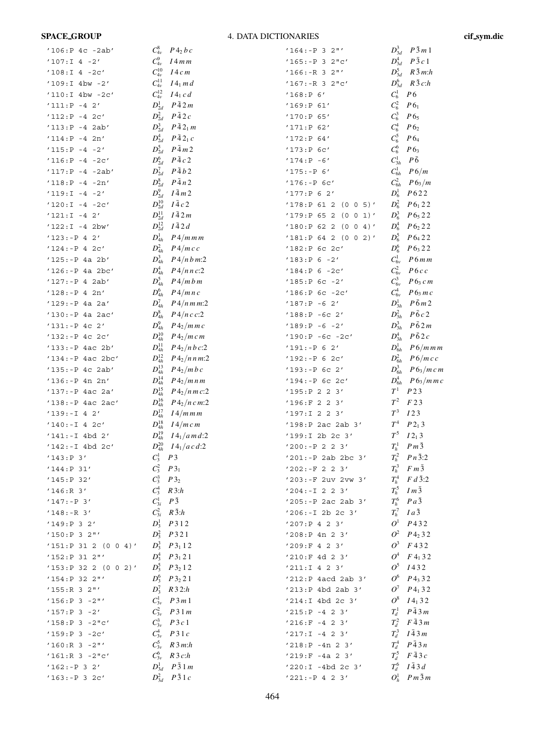| Hall symbol | Schoenflies | Hermann–Mauguin |
|---|---|---|
| '106:P 4c -2ab' | $C_{4v}^{8}$ | $P4_2bc$ |
| '107:I 4 -2' | $C_{4v}^{9}$ | $I4mm$ |
| '108:I 4 -2c' | $C_{4v}^{10}$ | $I4cm$ |
| '109:I 4bw -2' | $C_{4v}^{11}$ | $I4_1md$ |
| '110:I 4bw -2c' | $C_{4v}^{12}$ | $I4_1cd$ |
| '111:P -4 2' | $D_{2d}^{1}$ | $P\bar{4}2m$ |
| '112:P -4 2c' | $D_{2d}^{2}$ | $P\bar{4}2c$ |
| '113:P -4 2ab' | $D_{2d}^{3}$ | $P\bar{4}2_1m$ |
| '114:P -4 2n' | $D_{2d}^{4}$ | $P\bar{4}2_1c$ |
| '115:P -4 -2' | $D_{2d}^{5}$ | $P\bar{4}m2$ |
| '116:P -4 -2c' | $D_{2d}^{6}$ | $P\bar{4}c2$ |
| '117:P -4 -2ab' | $D_{2d}^{7}$ | $P\bar{4}b2$ |
| '118:P -4 -2n' | $D_{2d}^{8}$ | $P\bar{4}n2$ |
| '119:I -4 -2' | $D_{2d}^{9}$ | $I\bar{4}m2$ |
| '120:I -4 -2c' | $D_{2d}^{10}$ | $I\bar{4}c2$ |
| '121:I -4 2' | $D_{2d}^{11}$ | $I\bar{4}2m$ |
| '122:I -4 2bw' | $D_{2d}^{12}$ | $I\bar{4}2d$ |
| '123:-P 4 2' | $D_{4h}^{1}$ | $P4/mmm$ |
| '124:-P 4 2c' | $D_{4h}^{2}$ | $P4/mcc$ |
| '125:-P 4a 2b' | $D_{4h}^{3}$ | $P4/nbm$:2 |
| '126:-P 4a 2bc' | $D_{4h}^{4}$ | $P4/nnc$:2 |
| '127:-P 4 2ab' | $D_{4h}^{5}$ | $P4/mbm$ |
| '128:-P 4 2n' | $D_{4h}^{6}$ | $P4/mnc$ |
| '129:-P 4a 2a' | $D_{4h}^{7}$ | $P4/nmm$:2 |
| '130:-P 4a 2ac' | $D_{4h}^{8}$ | $P4/ncc$:2 |
| '131:-P 4c 2' | $D_{4h}^{9}$ | $P4_2/mmc$ |
| '132:-P 4c 2c' | $D_{4h}^{10}$ | $P4_2/mcm$ |
| '133:-P 4ac 2b' | $D_{4h}^{11}$ | $P4_2/nbc$:2 |
| '134:-P 4ac 2bc' | $D_{4h}^{12}$ | $P4_2/nnm$:2 |
| '135:-P 4c 2ab' | $D_{4h}^{13}$ | $P4_2/mbc$ |
| '136:-P 4n 2n' | $D_{4h}^{14}$ | $P4_2/mnm$ |
| '137:-P 4ac 2a' | $D_{4h}^{15}$ | $P4_2/nmc$:2 |
| '138:-P 4ac 2ac' | $D_{4h}^{16}$ | $P4_2/ncm$:2 |
| '139:-I 4 2' | $D_{4h}^{17}$ | $I4/mmm$ |
| '140:-I 4 2c' | $D_{4h}^{18}$ | $I4/mcm$ |
| '141:-I 4bd 2' | $D_{4h}^{19}$ | $I4_1/amd$:2 |
| '142:-I 4bd 2c' | $D_{4h}^{20}$ | $I4_1/acd$:2 |
| '143:P 3' | $C_{3}^{1}$ | $P3$ |
| '144:P 31' | $C_{3}^{2}$ | $P3_1$ |
| '145:P 32' | $C_{3}^{3}$ | $P3_2$ |
| '146:R 3' | $C_{3}^{4}$ | $R3$:h |
| '147:-P 3' | $C_{3i}^{1}$ | $P\bar{3}$ |
| '148:-R 3' | $C_{3i}^{2}$ | $R\bar{3}$:h |
| '149:P 3 2' | $D_{3}^{1}$ | $P312$ |
| '150:P 3 2"' | $D_{3}^{2}$ | $P321$ |
| '151:P 31 2 (0 0 4)' | $D_{3}^{3}$ | $P3_112$ |
| '152:P 31 2"' | $D_{3}^{4}$ | $P3_121$ |
| '153:P 32 2 (0 0 2)' | $D_{3}^{5}$ | $P3_212$ |
| '154:P 32 2"' | $D_{3}^{6}$ | $P3_221$ |
| '155:R 3 2"' | $D_{3}^{7}$ | $R32$:h |
| '156:P 3 -2"' | $C_{3v}^{1}$ | $P3m1$ |
| '157:P 3 -2' | $C_{3v}^{2}$ | $P31m$ |
| '158:P 3 -2"c' | $C_{3v}^{3}$ | $P3c1$ |
| '159:P 3 -2c' | $C_{3v}^{4}$ | $P31c$ |
| '160:R 3 -2"' | $C_{3v}^{5}$ | $R3m$:h |
| '161:R 3 -2"c' | $C_{3v}^{6}$ | $R3c$:h |
| '162:-P 3 2' | $D_{3d}^{1}$ | $P\bar{3}1m$ |
| '163:-P 3 2c' | $D_{3d}^{2}$ | $P\bar{3}1c$ |
| '164:-P 3 2"' | $D_{3d}^{3}$ | $P\bar{3}m1$ |
| '165:-P 3 2"c' | $D_{3d}^{4}$ | $P\bar{3}c1$ |
| '166:-R 3 2"' | $D_{3d}^{5}$ | $R\bar{3}m$:h |
| '167:-R 3 2"c' | $D_{3d}^{6}$ | $R\bar{3}c$:h |
| '168:P 6' | $C_{6}^{1}$ | $P6$ |
| '169:P 61' | $C_{6}^{2}$ | $P6_1$ |
| '170:P 65' | $C_{6}^{3}$ | $P6_5$ |
| '171:P 62' | $C_{6}^{4}$ | $P6_2$ |
| '172:P 64' | $C_{6}^{5}$ | $P6_4$ |
| '173:P 6c' | $C_{6}^{6}$ | $P6_3$ |
| '174:P -6' | $C_{3h}^{1}$ | $P\bar{6}$ |
| '175:-P 6' | $C_{6h}^{1}$ | $P6/m$ |
| '176:-P 6c' | $C_{6h}^{2}$ | $P6_3/m$ |
| '177:P 6 2' | $D_{6}^{1}$ | $P622$ |
| '178:P 61 2 (0 0 5)' | $D_{6}^{2}$ | $P6_122$ |
| '179:P 65 2 (0 0 1)' | $D_{6}^{3}$ | $P6_522$ |
| '180:P 62 2 (0 0 4)' | $D_{6}^{4}$ | $P6_222$ |
| '181:P 64 2 (0 0 2)' | $D_{6}^{5}$ | $P6_422$ |
| '182:P 6c 2c' | $D_{6}^{6}$ | $P6_322$ |
| '183:P 6 -2' | $C_{6v}^{1}$ | $P6mm$ |
| '184:P 6 -2c' | $C_{6v}^{2}$ | $P6cc$ |
| '185:P 6c -2' | $C_{6v}^{3}$ | $P6_3cm$ |
| '186:P 6c -2c' | $C_{6v}^{4}$ | $P6_3mc$ |
| '187:P -6 2' | $D_{3h}^{1}$ | $P\bar{6}m2$ |
| '188:P -6c 2' | $D_{3h}^{2}$ | $P\bar{6}c2$ |
| '189:P -6 -2' | $D_{3h}^{3}$ | $P\bar{6}2m$ |
| '190:P -6c -2c' | $D_{3h}^{4}$ | $P\bar{6}2c$ |
| '191:-P 6 2' | $D_{6h}^{1}$ | $P6/mmm$ |
| '192:-P 6 2c' | $D_{6h}^{2}$ | $P6/mcc$ |
| '193:-P 6c 2' | $D_{6h}^{3}$ | $P6_3/mcm$ |
| '194:-P 6c 2c' | $D_{6h}^{4}$ | $P6_3/mmc$ |
| '195:P 2 2 3' | $T^{1}$ | $P23$ |
| '196:F 2 2 3' | $T^{2}$ | $F23$ |
| '197:I 2 2 3' | $T^{3}$ | $I23$ |
| '198:P 2ac 2ab 3' | $T^{4}$ | $P2_13$ |
| '199:I 2b 2c 3' | $T^{5}$ | $I2_13$ |
| '200:-P 2 2 3' | $T_{h}^{1}$ | $Pm\bar{3}$ |
| '201:-P 2ab 2bc 3' | $T_{h}^{2}$ | $Pn\bar{3}$:2 |
| '202:-F 2 2 3' | $T_{h}^{3}$ | $Fm\bar{3}$ |
| '203:-F 2uv 2vw 3' | $T_{h}^{4}$ | $Fd\bar{3}$:2 |
| '204:-I 2 2 3' | $T_{h}^{5}$ | $Im\bar{3}$ |
| '205:-P 2ac 2ab 3' | $T_{h}^{6}$ | $Pa\bar{3}$ |
| '206:-I 2b 2c 3' | $T_{h}^{7}$ | $Ia\bar{3}$ |
| '207:P 4 2 3' | $O^{1}$ | $P432$ |
| '208:P 4n 2 3' | $O^{2}$ | $P4_232$ |
| '209:F 4 2 3' | $O^{3}$ | $F432$ |
| '210:F 4d 2 3' | $O^{4}$ | $F4_132$ |
| '211:I 4 2 3' | $O^{5}$ | $I432$ |
| '212:P 4acd 2ab 3' | $O^{6}$ | $P4_332$ |
| '213:P 4bd 2ab 3' | $O^{7}$ | $P4_132$ |
| '214:I 4bd 2c 3' | $O^{8}$ | $I4_132$ |
| '215:P -4 2 3' | $T_{d}^{1}$ | $P\bar{4}3m$ |
| '216:F -4 2 3' | $T_{d}^{2}$ | $F\bar{4}3m$ |
| '217:I -4 2 3' | $T_{d}^{3}$ | $I\bar{4}3m$ |
| '218:P -4n 2 3' | $T_{d}^{4}$ | $P\bar{4}3n$ |
| '219:F -4a 2 3' | $T_{d}^{5}$ | $F\bar{4}3c$ |
| '220:I -4bd 2c 3' | $T_{d}^{6}$ | $I\bar{4}3d$ |
| '221:-P 4 2 3' | $O_{h}^{1}$ | $Pm\bar{3}m$ |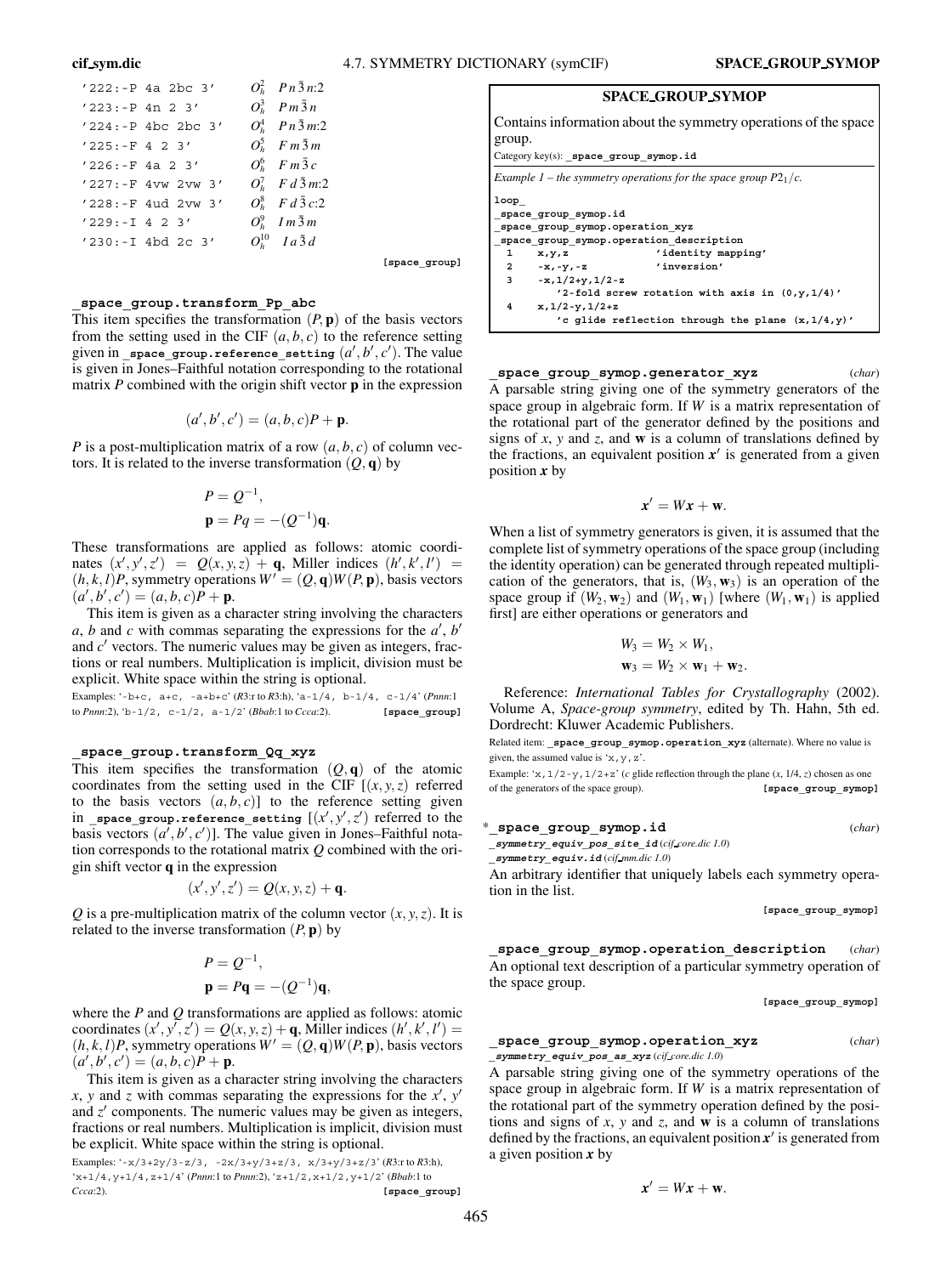| | |
|---|---|
| '222:-P 4a 2bc 3' | $O_h^2$ $Pn\bar{3}n$:2 |
| '223:-P 4n 2 3' | $O_h^3$ $Pm\bar{3}n$ |
| '224:-P 4bc 2bc 3' | $O_h^4$ $Pn\bar{3}m$:2 |
| '225:-F 4 2 3' | $O_h^5$ $Fm\bar{3}m$ |
| '226:-F 4a 2 3' | $O_h^6$ $Fm\bar{3}c$ |
| '227:-F 4vw 2vw 3' | $O_h^7$ $Fd\bar{3}m$:2 |
| '228:-F 4ud 2vw 3' | $O_h^8$ $Fd\bar{3}c$:2 |
| '229:-I 4 2 3' | $O_h^9$ $Im\bar{3}m$ |
| '230:-I 4bd 2c 3' | $O_h^{10}$ $Ia\bar{3}d$ |

[space_group]

**_space_group.transform_Pp_abc**

This item specifies the transformation $(P, \mathbf{p})$ of the basis vectors from the setting used in the CIF $(a, b, c)$ to the reference setting given in **_space_group.reference_setting** $(a', b', c')$. The value is given in Jones–Faithful notation corresponding to the rotational matrix $P$ combined with the origin shift vector $\mathbf{p}$ in the expression

$$(a', b', c') = (a, b, c)P + \mathbf{p}.$$

$P$ is a post-multiplication matrix of a row $(a, b, c)$ of column vectors. It is related to the inverse transformation $(Q, \mathbf{q})$ by

$$P = Q^{-1},$$
$$\mathbf{p} = Pq = -(Q^{-1})\mathbf{q}.$$

These transformations are applied as follows: atomic coordinates $(x', y', z') = Q(x, y, z) + \mathbf{q}$, Miller indices $(h', k', l') = (h, k, l)P$, symmetry operations $W' = (Q, \mathbf{q})W(P, \mathbf{p})$, basis vectors $(a', b', c') = (a, b, c)P + \mathbf{p}$.

This item is given as a character string involving the characters $a$, $b$ and $c$ with commas separating the expressions for the $a'$, $b'$ and $c'$ vectors. The numeric values may be given as integers, fractions or real numbers. Multiplication is implicit, division must be explicit. White space within the string is optional.

Examples: '-b+c, a+c, -a+b+c' (*R*3:r to *R*3:h), 'a-1/4, b-1/4, c-1/4' (*Pnnn*:1 to *Pnnn*:2), 'b-1/2, c-1/2, a-1/2' (*Bbab*:1 to *Ccca*:2). [space_group]

**_space_group.transform_Qq_xyz**

This item specifies the transformation $(Q, \mathbf{q})$ of the atomic coordinates from the setting used in the CIF $[(x, y, z)$ referred to the basis vectors $(a, b, c)]$ to the reference setting given in **_space_group.reference_setting** $[(x', y', z')$ referred to the basis vectors $(a', b', c')]$. The value given in Jones–Faithful notation corresponds to the rotational matrix $Q$ combined with the origin shift vector $\mathbf{q}$ in the expression

$$(x', y', z') = Q(x, y, z) + \mathbf{q}.$$

$Q$ is a pre-multiplication matrix of the column vector $(x, y, z)$. It is related to the inverse transformation $(P, \mathbf{p})$ by

$$P = Q^{-1},$$
$$\mathbf{p} = P\mathbf{q} = -(Q^{-1})\mathbf{q},$$

where the $P$ and $Q$ transformations are applied as follows: atomic coordinates $(x', y', z') = Q(x, y, z) + \mathbf{q}$, Miller indices $(h', k', l') = (h, k, l)P$, symmetry operations $W' = (Q, \mathbf{q})W(P, \mathbf{p})$, basis vectors $(a', b', c') = (a, b, c)P + \mathbf{p}$.

This item is given as a character string involving the characters $x$, $y$ and $z$ with commas separating the expressions for the $x'$, $y'$ and $z'$ components. The numeric values may be given as integers, fractions or real numbers. Multiplication is implicit, division must be explicit. White space within the string is optional.

Examples: '-x/3+2y/3-z/3, -2x/3+y/3+z/3, x/3+y/3+z/3' (*R*3:r to *R*3:h), 'x+1/4,y+1/4,z+1/4' (*Pnnn*:1 to *Pnnn*:2), 'z+1/2,x+1/2,y+1/2' (*Bbab*:1 to *Ccca*:2). [space_group]

## SPACE_GROUP_SYMOP

Contains information about the symmetry operations of the space group.

Category key(s): **_space_group_symop.id**

*Example 1 – the symmetry operations for the space group $P2_1/c$.*

```
loop_
_space_group_symop.id
_space_group_symop.operation_xyz
_space_group_symop.operation_description
  1    x,y,z              'identity mapping'
  2    -x,-y,-z           'inversion'
  3    -x,1/2+y,1/2-z
         '2-fold screw rotation with axis in (0,y,1/4)'
  4    x,1/2-y,1/2+z
         'c glide reflection through the plane (x,1/4,y)'
```

**_space_group_symop.generator_xyz** (*char*)

A parsable string giving one of the symmetry generators of the space group in algebraic form. If $W$ is a matrix representation of the rotational part of the generator defined by the positions and signs of $x$, $y$ and $z$, and $\mathbf{w}$ is a column of translations defined by the fractions, an equivalent position $\boldsymbol{x}'$ is generated from a given position $\boldsymbol{x}$ by

$$\boldsymbol{x}' = W\boldsymbol{x} + \mathbf{w}.$$

When a list of symmetry generators is given, it is assumed that the complete list of symmetry operations of the space group (including the identity operation) can be generated through repeated multiplication of the generators, that is, $(W_3, \mathbf{w}_3)$ is an operation of the space group if $(W_2, \mathbf{w}_2)$ and $(W_1, \mathbf{w}_1)$ [where $(W_1, \mathbf{w}_1)$ is applied first] are either operations or generators and

$$W_3 = W_2 \times W_1,$$
$$\mathbf{w}_3 = W_2 \times \mathbf{w}_1 + \mathbf{w}_2.$$

Reference: *International Tables for Crystallography* (2002). Volume A, *Space-group symmetry*, edited by Th. Hahn, 5th ed. Dordrecht: Kluwer Academic Publishers.

Related item: **_space_group_symop.operation_xyz** (alternate). Where no value is given, the assumed value is 'x,y,z'.

Example: 'x,1/2-y,1/2+z' (*c* glide reflection through the plane $(x, 1/4, z)$ chosen as one of the generators of the space group). [space_group_symop]

***_space_group_symop.id** (*char*)

***_symmetry_equiv_pos_site_id*** (*cif_core.dic 1.0*)
***_symmetry_equiv.id*** (*cif_mm.dic 1.0*)

An arbitrary identifier that uniquely labels each symmetry operation in the list.

[space_group_symop]

**_space_group_symop.operation_description** (*char*)

An optional text description of a particular symmetry operation of the space group.

[space_group_symop]

**_space_group_symop.operation_xyz** (*char*)

***_symmetry_equiv_pos_as_xyz*** (*cif_core.dic 1.0*)

A parsable string giving one of the symmetry operations of the space group in algebraic form. If $W$ is a matrix representation of the rotational part of the symmetry operation defined by the positions and signs of $x$, $y$ and $z$, and $\mathbf{w}$ is a column of translations defined by the fractions, an equivalent position $\boldsymbol{x}'$ is generated from a given position $\boldsymbol{x}$ by

$$\boldsymbol{x}' = W\boldsymbol{x} + \mathbf{w}.$$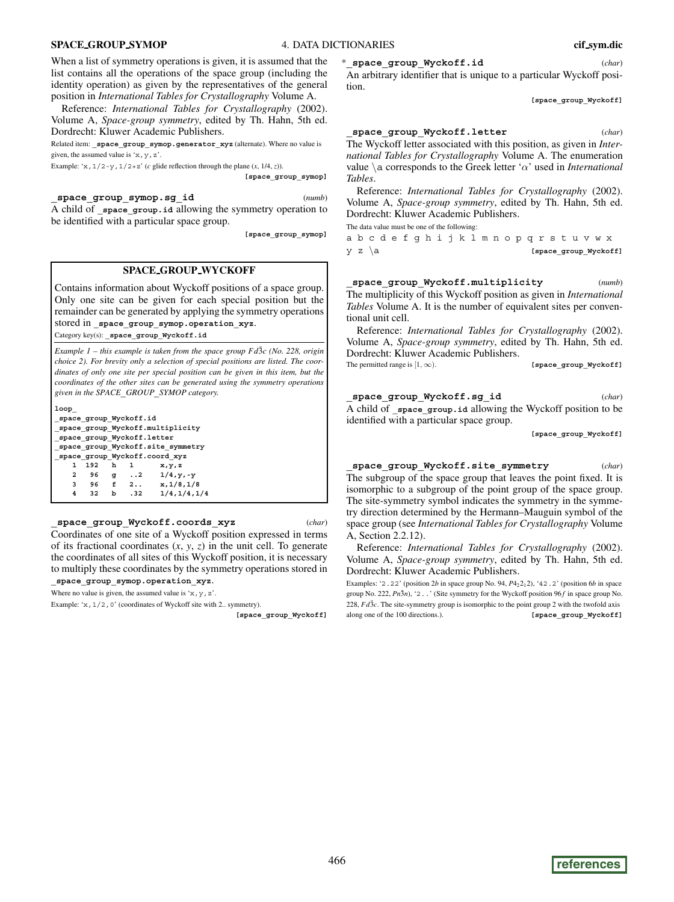When a list of symmetry operations is given, it is assumed that the list contains all the operations of the space group (including the identity operation) as given by the representatives of the general position in *International Tables for Crystallography* Volume A.

Reference: *International Tables for Crystallography* (2002). Volume A, *Space-group symmetry*, edited by Th. Hahn, 5th ed. Dordrecht: Kluwer Academic Publishers.

Related item: **_space_group_symop.generator_xyz** (alternate). Where no value is given, the assumed value is 'x,y,z'.

Example: 'x,1/2-y,1/2+z' (*c* glide reflection through the plane (*x*, 1/4, *z*)).

[space_group_symop]

**_space_group_symop.sg_id** (*numb*)

A child of **_space_group.id** allowing the symmetry operation to be identified with a particular space group.

[space_group_symop]

## SPACE_GROUP_WYCKOFF

Contains information about Wyckoff positions of a space group. Only one site can be given for each special position but the remainder can be generated by applying the symmetry operations stored in **_space_group_symop.operation_xyz**.

Category key(s): **_space_group_Wyckoff.id**

*Example 1 – this example is taken from the space group $Fd\bar{3}c$ (No. 228, origin choice 2). For brevity only a selection of special positions are listed. The coordinates of only one site per special position can be given in this item, but the coordinates of the other sites can be generated using the symmetry operations given in the SPACE_GROUP_SYMOP category.*

```
loop_
_space_group_Wyckoff.id
_space_group_Wyckoff.multiplicity
_space_group_Wyckoff.letter
_space_group_Wyckoff.site_symmetry
_space_group_Wyckoff.coord_xyz
    1  192   h   1      x,y,z
    2   96   g   ..2    1/4,y,-y
    3   96   f   2..    x,1/8,1/8
    4   32   b   .32    1/4,1/4,1/4
```

**_space_group_Wyckoff.coords_xyz** (*char*)

Coordinates of one site of a Wyckoff position expressed in terms of its fractional coordinates (*x*, *y*, *z*) in the unit cell. To generate the coordinates of all sites of this Wyckoff position, it is necessary to multiply these coordinates by the symmetry operations stored in **_space_group_symop.operation_xyz**.

Where no value is given, the assumed value is 'x,y,z'.

Example: 'x,1/2,0' (coordinates of Wyckoff site with 2.. symmetry).

[space_group_Wyckoff]

\***_space_group_Wyckoff.id** (*char*)

An arbitrary identifier that is unique to a particular Wyckoff position.

[space_group_Wyckoff]

**_space_group_Wyckoff.letter** (*char*)

The Wyckoff letter associated with this position, as given in *International Tables for Crystallography* Volume A. The enumeration value \a corresponds to the Greek letter '$\alpha$' used in *International Tables*.

Reference: *International Tables for Crystallography* (2002). Volume A, *Space-group symmetry*, edited by Th. Hahn, 5th ed. Dordrecht: Kluwer Academic Publishers.

The data value must be one of the following:

a b c d e f g h i j k l m n o p q r s t u v w x y z \a

[space_group_Wyckoff]

**_space_group_Wyckoff.multiplicity** (*numb*)

The multiplicity of this Wyckoff position as given in *International Tables* Volume A. It is the number of equivalent sites per conventional unit cell.

Reference: *International Tables for Crystallography* (2002). Volume A, *Space-group symmetry*, edited by Th. Hahn, 5th ed. Dordrecht: Kluwer Academic Publishers.

The permitted range is $[1, \infty)$.

[space_group_Wyckoff]

**_space_group_Wyckoff.sg_id** (*char*)

A child of **_space_group.id** allowing the Wyckoff position to be identified with a particular space group.

[space_group_Wyckoff]

**_space_group_Wyckoff.site_symmetry** (*char*)

The subgroup of the space group that leaves the point fixed. It is isomorphic to a subgroup of the point group of the space group. The site-symmetry symbol indicates the symmetry in the symmetry direction determined by the Hermann–Mauguin symbol of the space group (see *International Tables for Crystallography* Volume A, Section 2.2.12).

Reference: *International Tables for Crystallography* (2002). Volume A, *Space-group symmetry*, edited by Th. Hahn, 5th ed. Dordrecht: Kluwer Academic Publishers.

Examples: '2.22' (position 2*b* in space group No. 94, $P4_22_12$), '42.2' (position 6*b* in space group No. 222, $Pn\bar{3}n$), '2..' (Site symmetry for the Wyckoff position 96*f* in space group No. 228, $Fd\bar{3}c$. The site-symmetry group is isomorphic to the point group 2 with the twofold axis along one of the 100 directions.).

[space_group_Wyckoff]